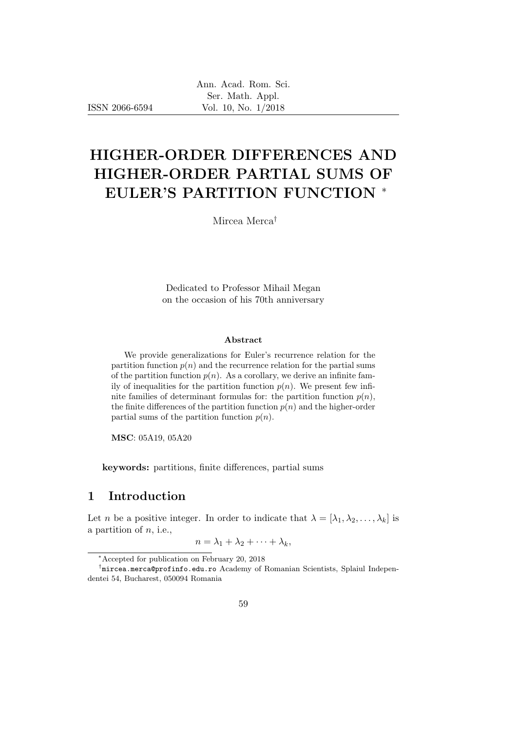# HIGHER-ORDER DIFFERENCES AND HIGHER-ORDER PARTIAL SUMS OF EULER'S PARTITION FUNCTION [*]

Mircea Merca[†]

Dedicated to Professor Mihail Megan on the occasion of his 70th anniversary

### Abstract

We provide generalizations for Euler's recurrence relation for the partition function $p(n)$ and the recurrence relation for the partial sums of the partition function $p(n)$. As a corollary, we derive an infinite family of inequalities for the partition function $p(n)$. We present few infinite families of determinant formulas for: the partition function $p(n)$, the finite differences of the partition function $p(n)$ and the higher-order partial sums of the partition function $p(n)$.

**MSC**: 05A19, 05A20

**keywords:** partitions, finite differences, partial sums

## 1 Introduction

Let $n$ be a positive integer. In order to indicate that $\lambda = [\lambda_1, \lambda_2, \dots, \lambda_k]$ is a partition of $n$, i.e.,

$$n = \lambda_1 + \lambda_2 + \cdots + \lambda_k,$$

[*] Accepted for publication on February 20, 2018

[†] mircea.merca@profinfo.edu.ro Academy of Romanian Scientists, Splaiul Independentei 54, Bucharest, 050094 Romania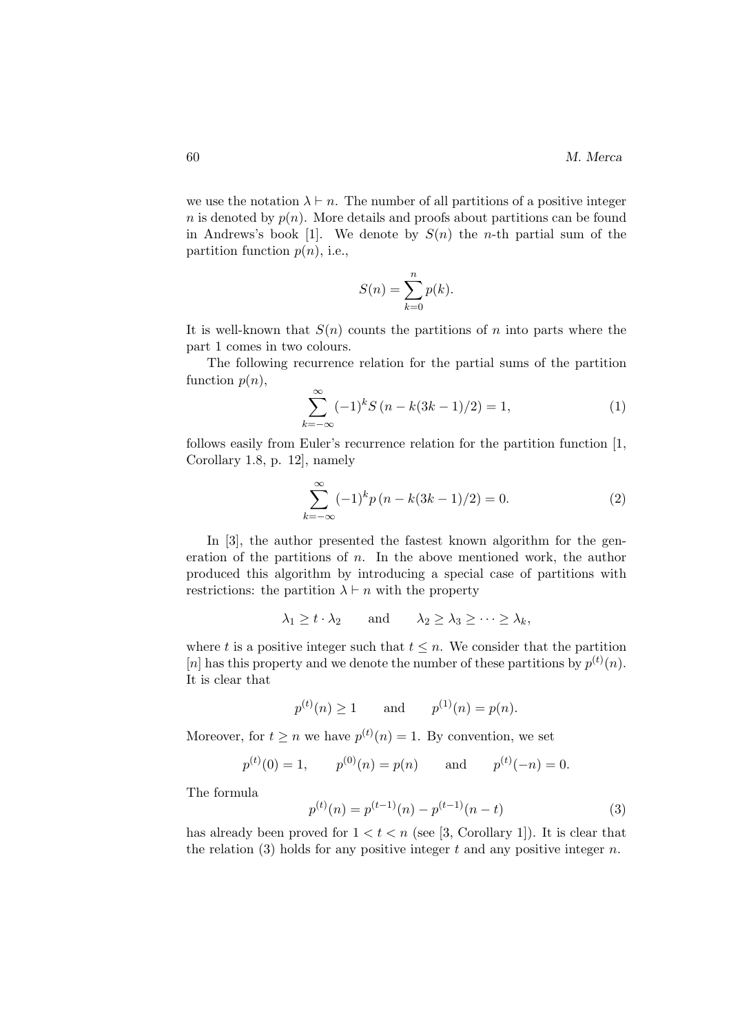we use the notation $\lambda \vdash n$. The number of all partitions of a positive integer $n$ is denoted by $p(n)$. More details and proofs about partitions can be found in Andrews's book [1]. We denote by $S(n)$ the $n$-th partial sum of the partition function $p(n)$, i.e.,

$$S(n) = \sum_{k=0}^{n} p(k).$$

It is well-known that $S(n)$ counts the partitions of $n$ into parts where the part 1 comes in two colours.

The following recurrence relation for the partial sums of the partition function $p(n)$,

$$\sum_{k=-\infty}^{\infty} (-1)^k S\left(n - k(3k-1)/2\right) = 1, \tag{1}$$

follows easily from Euler's recurrence relation for the partition function [1, Corollary 1.8, p. 12], namely

$$\sum_{k=-\infty}^{\infty} (-1)^k p\left(n - k(3k-1)/2\right) = 0. \tag{2}$$

In [3], the author presented the fastest known algorithm for the generation of the partitions of $n$. In the above mentioned work, the author produced this algorithm by introducing a special case of partitions with restrictions: the partition $\lambda \vdash n$ with the property

$$\lambda_1 \geq t \cdot \lambda_2 \qquad \text{and} \qquad \lambda_2 \geq \lambda_3 \geq \cdots \geq \lambda_k,$$

where $t$ is a positive integer such that $t \leq n$. We consider that the partition $[n]$ has this property and we denote the number of these partitions by $p^{(t)}(n)$. It is clear that

$$p^{(t)}(n) \geq 1 \qquad \text{and} \qquad p^{(1)}(n) = p(n).$$

Moreover, for $t \geq n$ we have $p^{(t)}(n) = 1$. By convention, we set

$$p^{(t)}(0) = 1, \qquad p^{(0)}(n) = p(n) \qquad \text{and} \qquad p^{(t)}(-n) = 0.$$

The formula

$$p^{(t)}(n) = p^{(t-1)}(n) - p^{(t-1)}(n-t) \tag{3}$$

has already been proved for $1 < t < n$ (see [3, Corollary 1]). It is clear that the relation (3) holds for any positive integer $t$ and any positive integer $n$.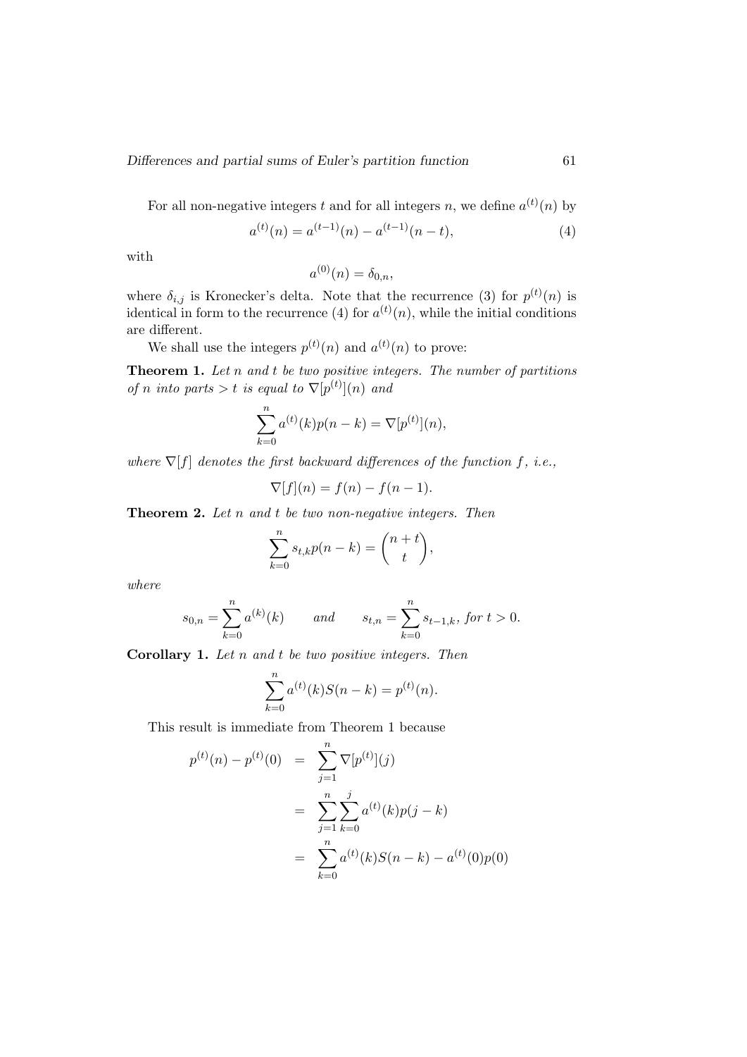For all non-negative integers $t$ and for all integers $n$, we define $a^{(t)}(n)$ by

$$a^{(t)}(n) = a^{(t-1)}(n) - a^{(t-1)}(n-t), \tag{4}$$

with

$$a^{(0)}(n) = \delta_{0,n},$$

where $\delta_{i,j}$ is Kronecker's delta. Note that the recurrence (3) for $p^{(t)}(n)$ is identical in form to the recurrence (4) for $a^{(t)}(n)$, while the initial conditions are different.

We shall use the integers $p^{(t)}(n)$ and $a^{(t)}(n)$ to prove:

**Theorem 1.** *Let $n$ and $t$ be two positive integers. The number of partitions of $n$ into parts $> t$ is equal to $\nabla[p^{(t)}](n)$ and*

$$\sum_{k=0}^{n} a^{(t)}(k)p(n-k) = \nabla[p^{(t)}](n),$$

*where $\nabla[f]$ denotes the first backward differences of the function $f$, i.e.,*

$$\nabla[f](n) = f(n) - f(n-1).$$

**Theorem 2.** *Let $n$ and $t$ be two non-negative integers. Then*

$$\sum_{k=0}^{n} s_{t,k}p(n-k) = \binom{n+t}{t},$$

*where*

$$s_{0,n} = \sum_{k=0}^{n} a^{(k)}(k) \qquad \textit{and} \qquad s_{t,n} = \sum_{k=0}^{n} s_{t-1,k}, \textit{ for } t > 0.$$

**Corollary 1.** *Let $n$ and $t$ be two positive integers. Then*

$$\sum_{k=0}^{n} a^{(t)}(k)S(n-k) = p^{(t)}(n).$$

This result is immediate from Theorem 1 because

$$\begin{aligned}
p^{(t)}(n) - p^{(t)}(0) &= \sum_{j=1}^{n} \nabla[p^{(t)}](j) \\
&= \sum_{j=1}^{n}\sum_{k=0}^{j} a^{(t)}(k)p(j-k) \\
&= \sum_{k=0}^{n} a^{(t)}(k)S(n-k) - a^{(t)}(0)p(0)
\end{aligned}$$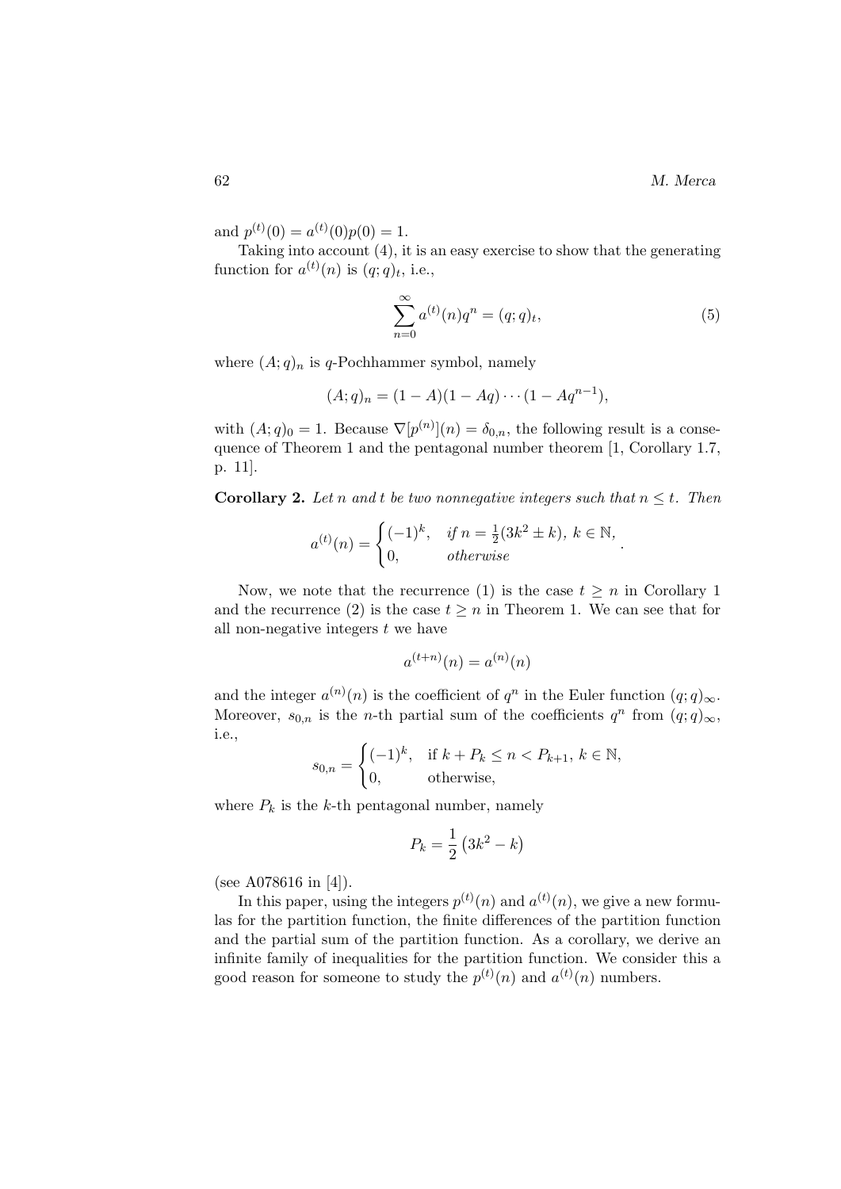and $p^{(t)}(0) = a^{(t)}(0)p(0) = 1$.

Taking into account (4), it is an easy exercise to show that the generating function for $a^{(t)}(n)$ is $(q;q)_t$, i.e.,

$$\sum_{n=0}^{\infty} a^{(t)}(n)q^n = (q;q)_t, \tag{5}$$

where $(A;q)_n$ is $q$-Pochhammer symbol, namely

$$(A;q)_n = (1-A)(1-Aq)\cdots(1-Aq^{n-1}),$$

with $(A;q)_0 = 1$. Because $\nabla[p^{(n)}](n) = \delta_{0,n}$, the following result is a consequence of Theorem 1 and the pentagonal number theorem [1, Corollary 1.7, p. 11].

**Corollary 2.** *Let $n$ and $t$ be two nonnegative integers such that $n \leq t$. Then*

$$a^{(t)}(n) = \begin{cases} (-1)^k, & \textit{if } n = \frac{1}{2}(3k^2 \pm k),\ k \in \mathbb{N}, \\ 0, & \textit{otherwise} \end{cases}.$$

Now, we note that the recurrence (1) is the case $t \geq n$ in Corollary 1 and the recurrence (2) is the case $t \geq n$ in Theorem 1. We can see that for all non-negative integers $t$ we have

$$a^{(t+n)}(n) = a^{(n)}(n)$$

and the integer $a^{(n)}(n)$ is the coefficient of $q^n$ in the Euler function $(q;q)_\infty$. Moreover, $s_{0,n}$ is the $n$-th partial sum of the coefficients $q^n$ from $(q;q)_\infty$, i.e.,

$$s_{0,n} = \begin{cases} (-1)^k, & \text{if } k + P_k \leq n < P_{k+1},\ k \in \mathbb{N}, \\ 0, & \text{otherwise}, \end{cases}$$

where $P_k$ is the $k$-th pentagonal number, namely

$$P_k = \frac{1}{2}\left(3k^2 - k\right)$$

(see A078616 in [4]).

In this paper, using the integers $p^{(t)}(n)$ and $a^{(t)}(n)$, we give a new formulas for the partition function, the finite differences of the partition function and the partial sum of the partition function. As a corollary, we derive an infinite family of inequalities for the partition function. We consider this a good reason for someone to study the $p^{(t)}(n)$ and $a^{(t)}(n)$ numbers.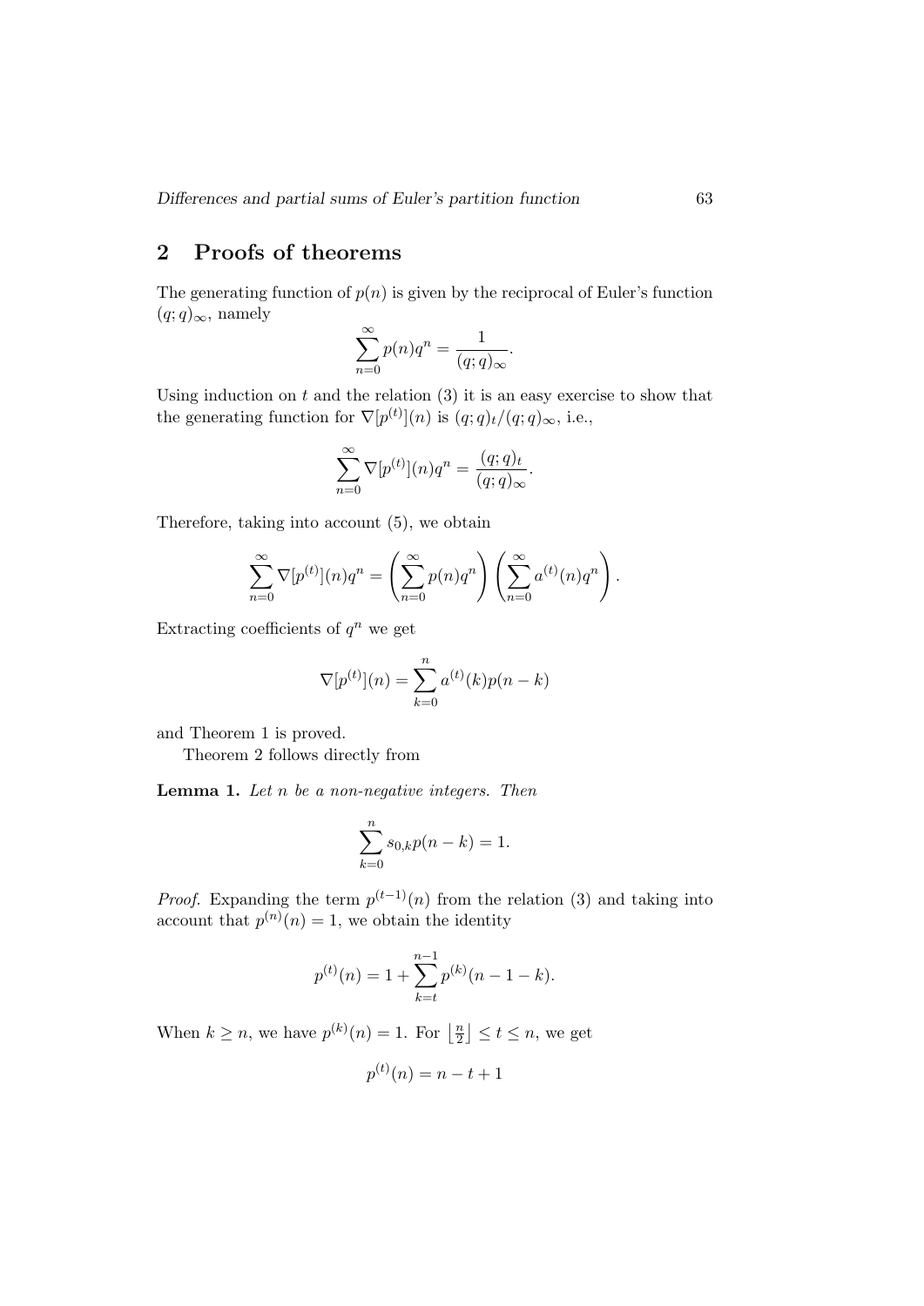## 2 Proofs of theorems

The generating function of $p(n)$ is given by the reciprocal of Euler's function $(q;q)_\infty$, namely

$$\sum_{n=0}^{\infty} p(n)q^n = \frac{1}{(q;q)_\infty}.$$

Using induction on $t$ and the relation (3) it is an easy exercise to show that the generating function for $\nabla[p^{(t)}](n)$ is $(q;q)_t/(q;q)_\infty$, i.e.,

$$\sum_{n=0}^{\infty} \nabla[p^{(t)}](n)q^n = \frac{(q;q)_t}{(q;q)_\infty}.$$

Therefore, taking into account (5), we obtain

$$\sum_{n=0}^{\infty} \nabla[p^{(t)}](n)q^n = \left(\sum_{n=0}^{\infty} p(n)q^n\right)\left(\sum_{n=0}^{\infty} a^{(t)}(n)q^n\right).$$

Extracting coefficients of $q^n$ we get

$$\nabla[p^{(t)}](n) = \sum_{k=0}^{n} a^{(t)}(k)p(n-k)$$

and Theorem 1 is proved.

Theorem 2 follows directly from

**Lemma 1.** *Let $n$ be a non-negative integers. Then*

$$\sum_{k=0}^{n} s_{0,k}p(n-k) = 1.$$

*Proof.* Expanding the term $p^{(t-1)}(n)$ from the relation (3) and taking into account that $p^{(n)}(n) = 1$, we obtain the identity

$$p^{(t)}(n) = 1 + \sum_{k=t}^{n-1} p^{(k)}(n-1-k).$$

When $k \geq n$, we have $p^{(k)}(n) = 1$. For $\left\lfloor \frac{n}{2} \right\rfloor \leq t \leq n$, we get

$$p^{(t)}(n) = n - t + 1$$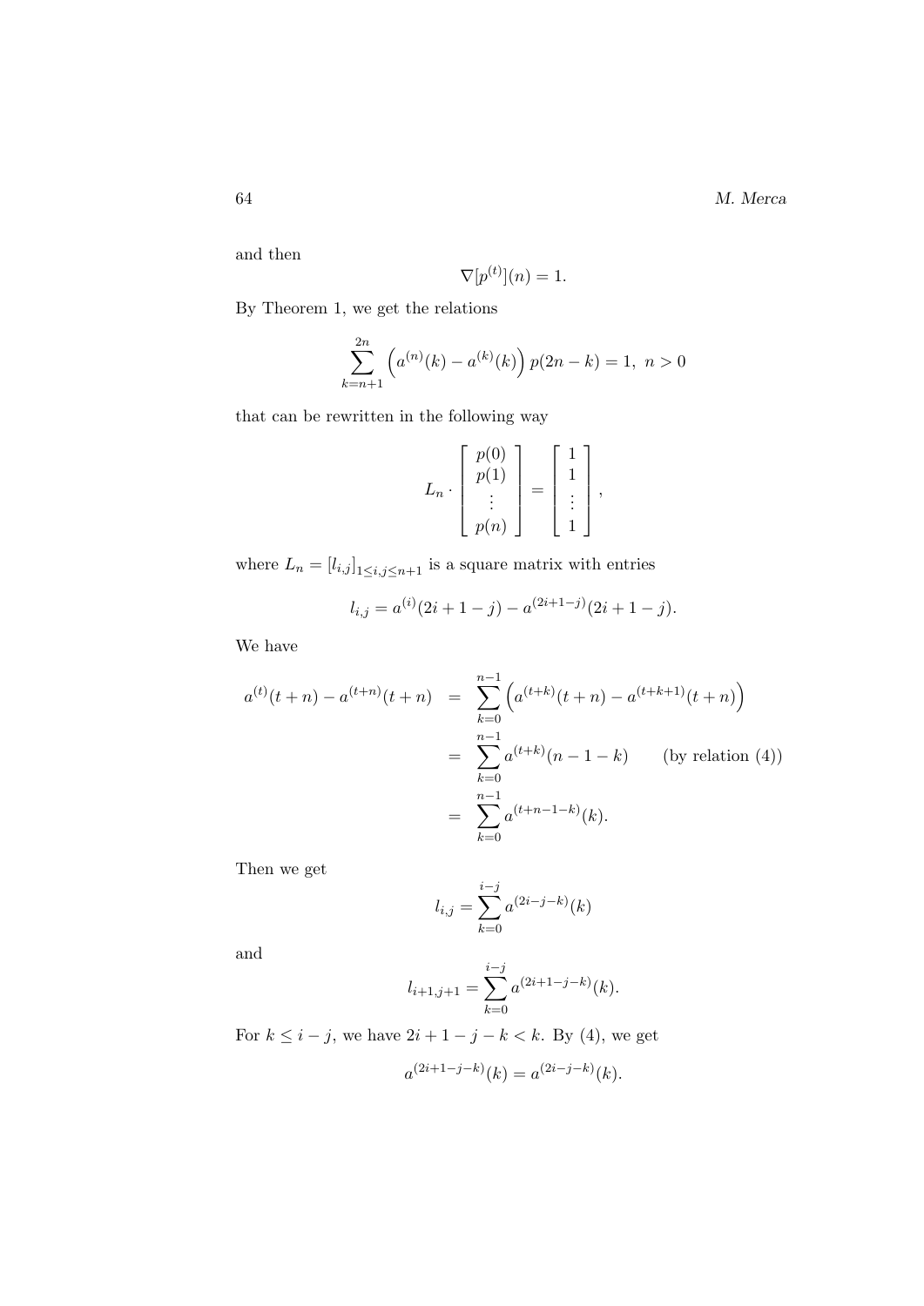and then

$$\nabla[p^{(t)}](n) = 1.$$

By Theorem 1, we get the relations

$$\sum_{k=n+1}^{2n} \left( a^{(n)}(k) - a^{(k)}(k) \right) p(2n-k) = 1, \; n > 0$$

that can be rewritten in the following way

$$L_n \cdot \begin{bmatrix} p(0) \\ p(1) \\ \vdots \\ p(n) \end{bmatrix} = \begin{bmatrix} 1 \\ 1 \\ \vdots \\ 1 \end{bmatrix},$$

where $L_n = [l_{i,j}]_{1 \leq i,j \leq n+1}$ is a square matrix with entries

$$l_{i,j} = a^{(i)}(2i+1-j) - a^{(2i+1-j)}(2i+1-j).$$

We have

$$\begin{aligned} a^{(t)}(t+n) - a^{(t+n)}(t+n) &= \sum_{k=0}^{n-1} \left( a^{(t+k)}(t+n) - a^{(t+k+1)}(t+n) \right) \\ &= \sum_{k=0}^{n-1} a^{(t+k)}(n-1-k) \qquad \text{(by relation (4))} \\ &= \sum_{k=0}^{n-1} a^{(t+n-1-k)}(k). \end{aligned}$$

Then we get

$$l_{i,j} = \sum_{k=0}^{i-j} a^{(2i-j-k)}(k)$$

and

$$l_{i+1,j+1} = \sum_{k=0}^{i-j} a^{(2i+1-j-k)}(k).$$

For $k \leq i-j$, we have $2i+1-j-k < k$. By (4), we get

$$a^{(2i+1-j-k)}(k) = a^{(2i-j-k)}(k).$$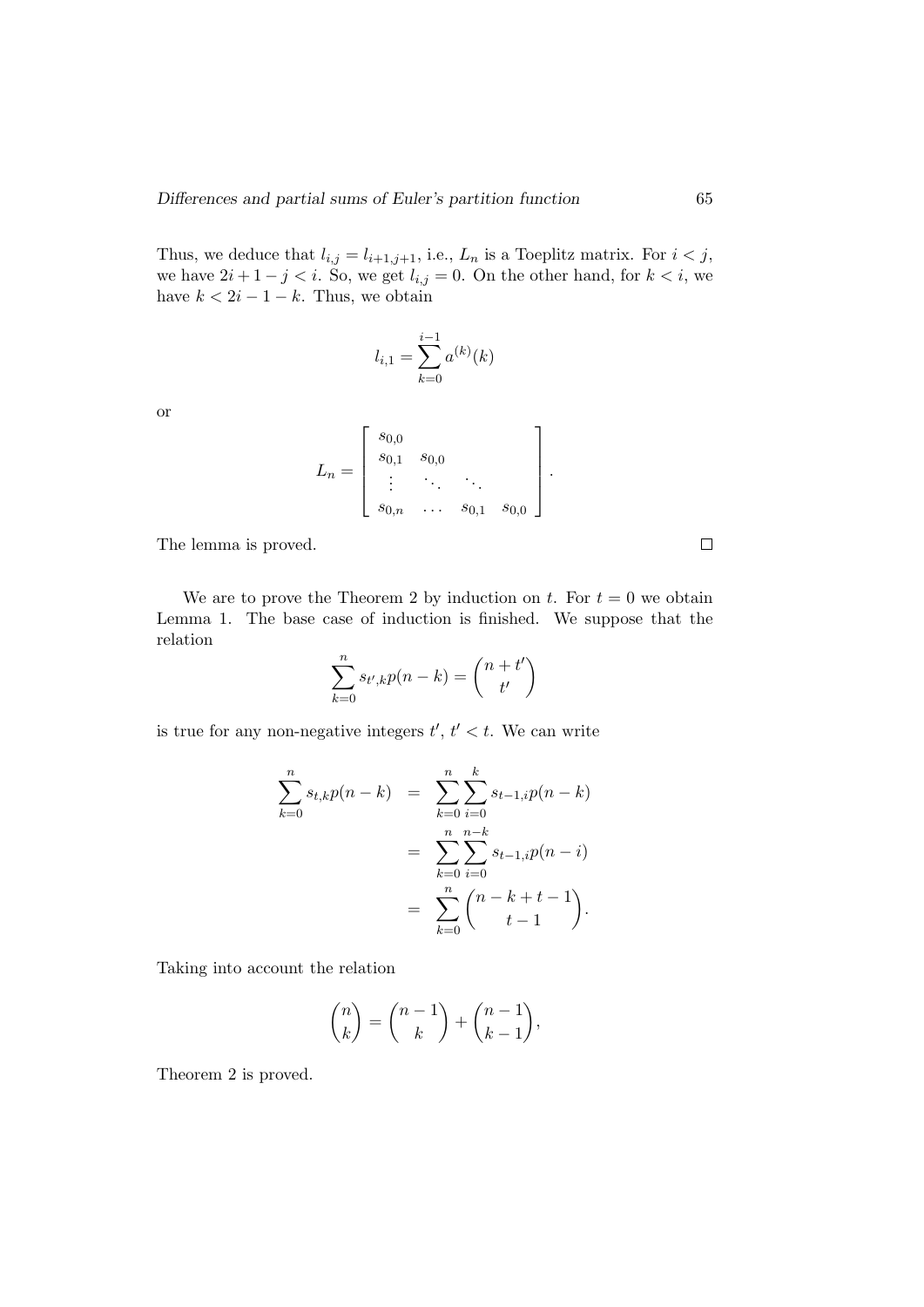Thus, we deduce that $l_{i,j} = l_{i+1,j+1}$, i.e., $L_n$ is a Toeplitz matrix. For $i < j$, we have $2i + 1 - j < i$. So, we get $l_{i,j} = 0$. On the other hand, for $k < i$, we have $k < 2i - 1 - k$. Thus, we obtain

$$l_{i,1} = \sum_{k=0}^{i-1} a^{(k)}(k)$$

or

$$L_n = \begin{bmatrix} s_{0,0} & & & \\ s_{0,1} & s_{0,0} & & \\ \vdots & \ddots & \ddots & \\ s_{0,n} & \dots & s_{0,1} & s_{0,0} \end{bmatrix}.$$

The lemma is proved. $\square$

We are to prove the Theorem 2 by induction on $t$. For $t = 0$ we obtain Lemma 1. The base case of induction is finished. We suppose that the relation

$$\sum_{k=0}^{n} s_{t',k} p(n-k) = \binom{n+t'}{t'}$$

is true for any non-negative integers $t'$, $t' < t$. We can write

$$\begin{aligned} \sum_{k=0}^{n} s_{t,k} p(n-k) &= \sum_{k=0}^{n} \sum_{i=0}^{k} s_{t-1,i} p(n-k) \\ &= \sum_{k=0}^{n} \sum_{i=0}^{n-k} s_{t-1,i} p(n-i) \\ &= \sum_{k=0}^{n} \binom{n-k+t-1}{t-1}. \end{aligned}$$

Taking into account the relation

$$\binom{n}{k} = \binom{n-1}{k} + \binom{n-1}{k-1},$$

Theorem 2 is proved.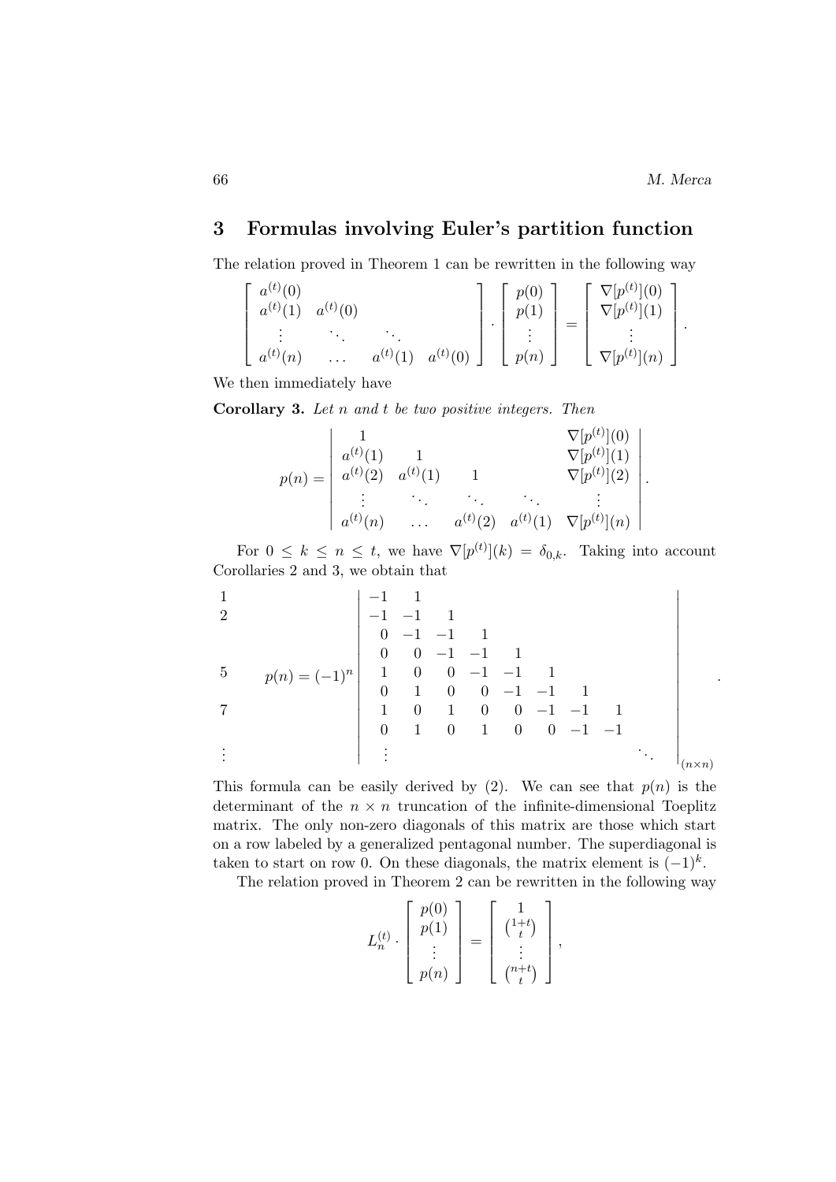## 3 Formulas involving Euler's partition function

The relation proved in Theorem 1 can be rewritten in the following way

$$\begin{bmatrix} a^{(t)}(0) & & & \\ a^{(t)}(1) & a^{(t)}(0) & & \\ \vdots & \ddots & \ddots & \\ a^{(t)}(n) & \dots & a^{(t)}(1) & a^{(t)}(0) \end{bmatrix} \cdot \begin{bmatrix} p(0) \\ p(1) \\ \vdots \\ p(n) \end{bmatrix} = \begin{bmatrix} \nabla[p^{(t)}](0) \\ \nabla[p^{(t)}](1) \\ \vdots \\ \nabla[p^{(t)}](n) \end{bmatrix}.$$

We then immediately have

**Corollary 3.** *Let $n$ and $t$ be two positive integers. Then*

$$p(n) = \begin{vmatrix} 1 & & & & \nabla[p^{(t)}](0) \\ a^{(t)}(1) & 1 & & & \nabla[p^{(t)}](1) \\ a^{(t)}(2) & a^{(t)}(1) & 1 & & \nabla[p^{(t)}](2) \\ \vdots & \ddots & \ddots & \ddots & \vdots \\ a^{(t)}(n) & \dots & a^{(t)}(2) & a^{(t)}(1) & \nabla[p^{(t)}](n) \end{vmatrix}.$$

For $0 \leq k \leq n \leq t$, we have $\nabla[p^{(t)}](k) = \delta_{0,k}$. Taking into account Corollaries 2 and 3, we obtain that

$$\begin{matrix} 1 \\ 2 \\ \\ \\ 5 \\ \\ 7 \\ \\ \vdots \end{matrix} \qquad p(n) = (-1)^n \begin{vmatrix} -1 & 1 & & & & & & & \\ -1 & -1 & 1 & & & & & & \\ 0 & -1 & -1 & 1 & & & & & \\ 0 & 0 & -1 & -1 & 1 & & & & \\ 1 & 0 & 0 & -1 & -1 & 1 & & & \\ 0 & 1 & 0 & 0 & -1 & -1 & 1 & & \\ 1 & 0 & 1 & 0 & 0 & -1 & -1 & 1 & \\ 0 & 1 & 0 & 1 & 0 & 0 & -1 & -1 & \\ \vdots & & & & & & & & \ddots \end{vmatrix}_{(n\times n)}.$$

This formula can be easily derived by (2). We can see that $p(n)$ is the determinant of the $n \times n$ truncation of the infinite-dimensional Toeplitz matrix. The only non-zero diagonals of this matrix are those which start on a row labeled by a generalized pentagonal number. The superdiagonal is taken to start on row 0. On these diagonals, the matrix element is $(-1)^k$.

The relation proved in Theorem 2 can be rewritten in the following way

$$L_n^{(t)} \cdot \begin{bmatrix} p(0) \\ p(1) \\ \vdots \\ p(n) \end{bmatrix} = \begin{bmatrix} 1 \\ \binom{1+t}{t} \\ \vdots \\ \binom{n+t}{t} \end{bmatrix},$$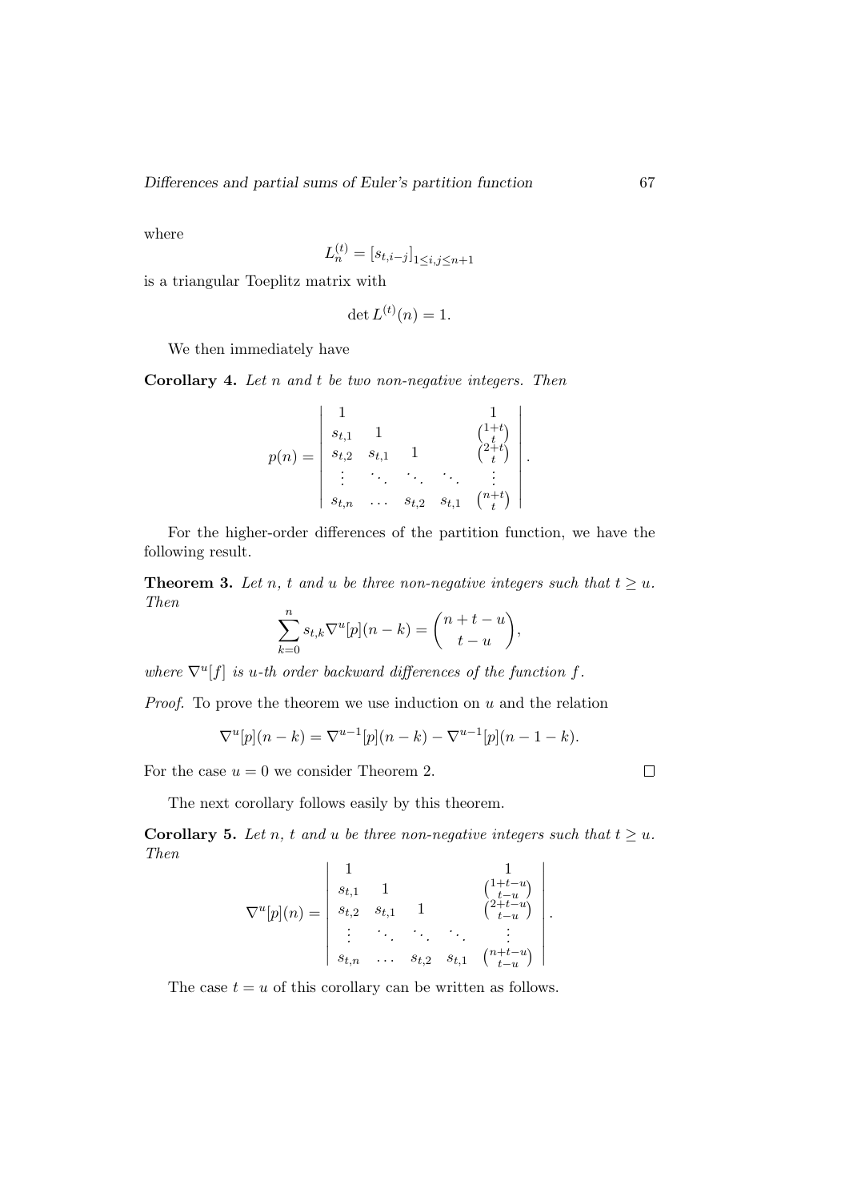where

$$L_n^{(t)} = [s_{t,i-j}]_{1\leq i,j \leq n+1}$$

is a triangular Toeplitz matrix with

$$\det L^{(t)}(n) = 1.$$

We then immediately have

**Corollary 4.** *Let $n$ and $t$ be two non-negative integers. Then*

$$p(n) = \begin{vmatrix} 1 & & & & 1 \\ s_{t,1} & 1 & & & \binom{1+t}{t} \\ s_{t,2} & s_{t,1} & 1 & & \binom{2+t}{t} \\ \vdots & \ddots & \ddots & \ddots & \vdots \\ s_{t,n} & \dots & s_{t,2} & s_{t,1} & \binom{n+t}{t} \end{vmatrix}.$$

For the higher-order differences of the partition function, we have the following result.

**Theorem 3.** *Let $n$, $t$ and $u$ be three non-negative integers such that $t \geq u$. Then*

$$\sum_{k=0}^{n} s_{t,k} \nabla^u [p](n-k) = \binom{n+t-u}{t-u},$$

*where $\nabla^u[f]$ is $u$-th order backward differences of the function $f$.*

*Proof.* To prove the theorem we use induction on $u$ and the relation

$$\nabla^u[p](n-k) = \nabla^{u-1}[p](n-k) - \nabla^{u-1}[p](n-1-k).$$

For the case $u = 0$ we consider Theorem 2. □

The next corollary follows easily by this theorem.

**Corollary 5.** *Let $n$, $t$ and $u$ be three non-negative integers such that $t \geq u$. Then*

$$\nabla^u[p](n) = \begin{vmatrix} 1 & & & & 1 \\ s_{t,1} & 1 & & & \binom{1+t-u}{t-u} \\ s_{t,2} & s_{t,1} & 1 & & \binom{2+t-u}{t-u} \\ \vdots & \ddots & \ddots & \ddots & \vdots \\ s_{t,n} & \dots & s_{t,2} & s_{t,1} & \binom{n+t-u}{t-u} \end{vmatrix}.$$

The case $t = u$ of this corollary can be written as follows.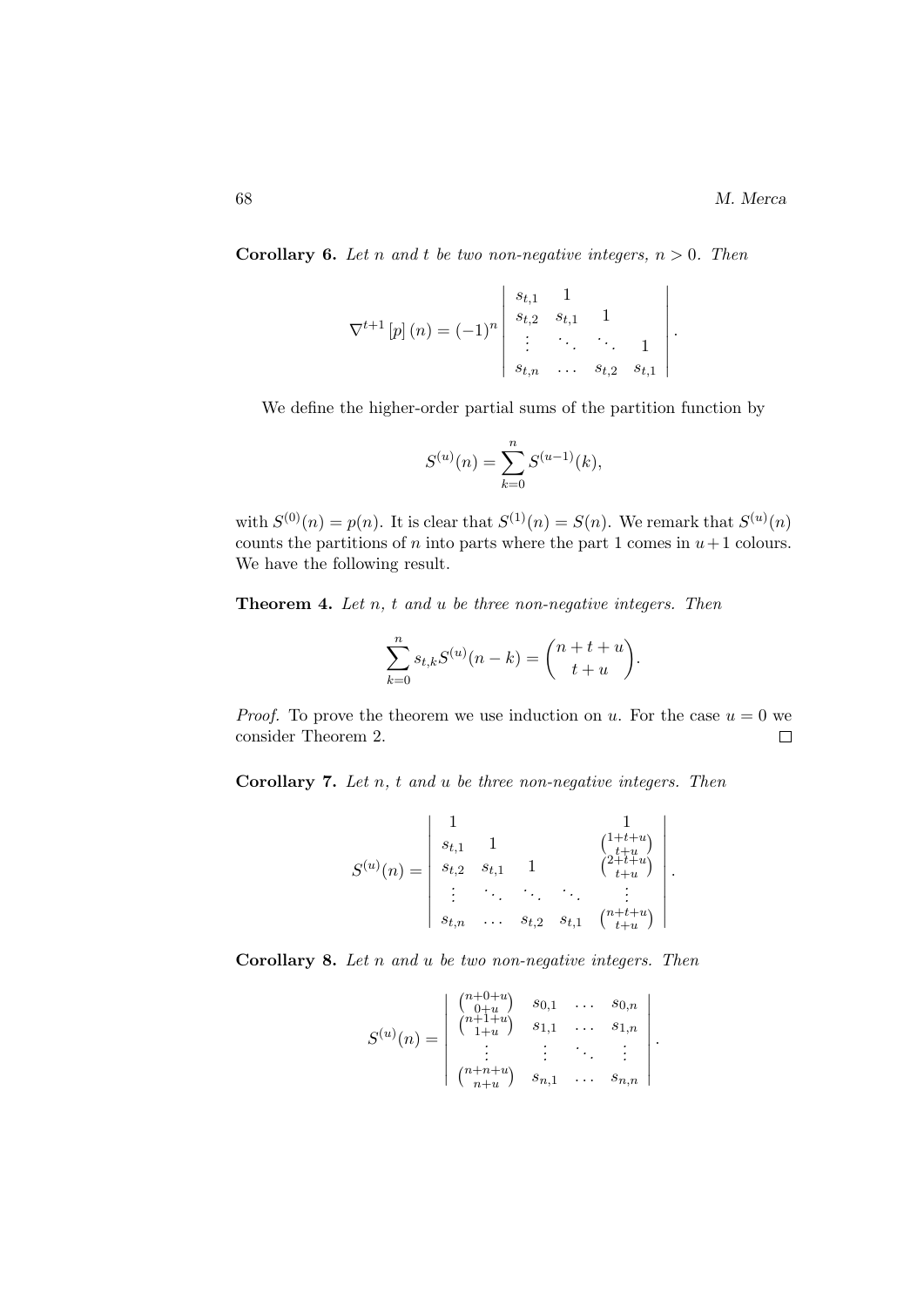**Corollary 6.** *Let $n$ and $t$ be two non-negative integers, $n > 0$. Then*

$$\nabla^{t+1}\left[p\right](n) = (-1)^n \begin{vmatrix} s_{t,1} & 1 & & \\ s_{t,2} & s_{t,1} & 1 & \\ \vdots & \ddots & \ddots & 1 \\ s_{t,n} & \dots & s_{t,2} & s_{t,1} \end{vmatrix}.$$

We define the higher-order partial sums of the partition function by

$$S^{(u)}(n) = \sum_{k=0}^{n} S^{(u-1)}(k),$$

with $S^{(0)}(n) = p(n)$. It is clear that $S^{(1)}(n) = S(n)$. We remark that $S^{(u)}(n)$ counts the partitions of $n$ into parts where the part 1 comes in $u+1$ colours. We have the following result.

**Theorem 4.** *Let $n$, $t$ and $u$ be three non-negative integers. Then*

$$\sum_{k=0}^{n} s_{t,k} S^{(u)}(n-k) = \binom{n+t+u}{t+u}.$$

*Proof.* To prove the theorem we use induction on $u$. For the case $u = 0$ we consider Theorem 2. □

**Corollary 7.** *Let $n$, $t$ and $u$ be three non-negative integers. Then*

$$S^{(u)}(n) = \begin{vmatrix} 1 & & & & 1 \\ s_{t,1} & 1 & & & \binom{1+t+u}{t+u} \\ s_{t,2} & s_{t,1} & 1 & & \binom{2+t+u}{t+u} \\ \vdots & \ddots & \ddots & \ddots & \vdots \\ s_{t,n} & \dots & s_{t,2} & s_{t,1} & \binom{n+t+u}{t+u} \end{vmatrix}.$$

**Corollary 8.** *Let $n$ and $u$ be two non-negative integers. Then*

$$S^{(u)}(n) = \begin{vmatrix} \binom{n+0+u}{0+u} & s_{0,1} & \dots & s_{0,n} \\ \binom{n+1+u}{1+u} & s_{1,1} & \dots & s_{1,n} \\ \vdots & \vdots & \ddots & \vdots \\ \binom{n+n+u}{n+u} & s_{n,1} & \dots & s_{n,n} \end{vmatrix}.$$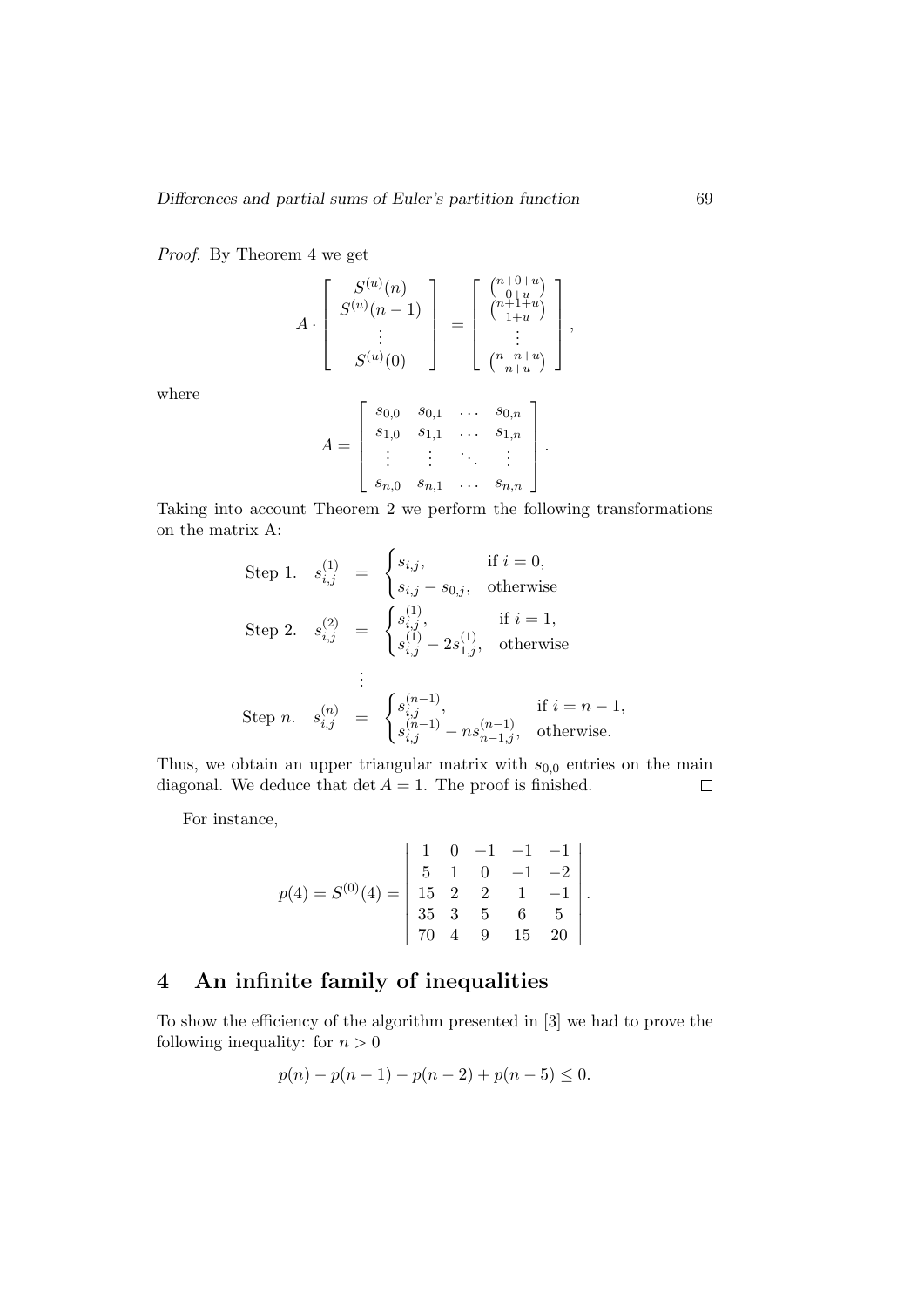*Proof.* By Theorem 4 we get

$$A \cdot \begin{bmatrix} S^{(u)}(n) \\ S^{(u)}(n-1) \\ \vdots \\ S^{(u)}(0) \end{bmatrix} = \begin{bmatrix} \binom{n+0+u}{0+u} \\ \binom{n+1+u}{1+u} \\ \vdots \\ \binom{n+n+u}{n+u} \end{bmatrix},$$

where

$$A = \begin{bmatrix} s_{0,0} & s_{0,1} & \dots & s_{0,n} \\ s_{1,0} & s_{1,1} & \dots & s_{1,n} \\ \vdots & \vdots & \ddots & \vdots \\ s_{n,0} & s_{n,1} & \dots & s_{n,n} \end{bmatrix}.$$

Taking into account Theorem 2 we perform the following transformations on the matrix A:

$$\text{Step 1.} \quad s_{i,j}^{(1)} = \begin{cases} s_{i,j}, & \text{if } i = 0, \\ s_{i,j} - s_{0,j}, & \text{otherwise} \end{cases}$$

$$\text{Step 2.} \quad s_{i,j}^{(2)} = \begin{cases} s_{i,j}^{(1)}, & \text{if } i = 1, \\ s_{i,j}^{(1)} - 2s_{1,j}^{(1)}, & \text{otherwise} \end{cases}$$

$$\vdots$$

$$\text{Step } n. \quad s_{i,j}^{(n)} = \begin{cases} s_{i,j}^{(n-1)}, & \text{if } i = n-1, \\ s_{i,j}^{(n-1)} - ns_{n-1,j}^{(n-1)}, & \text{otherwise.} \end{cases}$$

Thus, we obtain an upper triangular matrix with $s_{0,0}$ entries on the main diagonal. We deduce that $\det A = 1$. The proof is finished. $\square$

For instance,

$$p(4) = S^{(0)}(4) = \begin{vmatrix} 1 & 0 & -1 & -1 & -1 \\ 5 & 1 & 0 & -1 & -2 \\ 15 & 2 & 2 & 1 & -1 \\ 35 & 3 & 5 & 6 & 5 \\ 70 & 4 & 9 & 15 & 20 \end{vmatrix}.$$

## 4 An infinite family of inequalities

To show the efficiency of the algorithm presented in [3] we had to prove the following inequality: for $n > 0$

$$p(n) - p(n-1) - p(n-2) + p(n-5) \leq 0.$$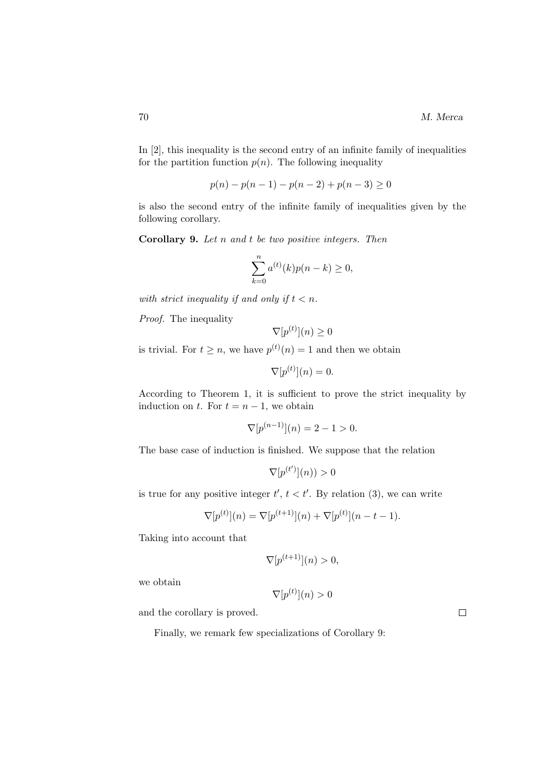In [2], this inequality is the second entry of an infinite family of inequalities for the partition function $p(n)$. The following inequality

$$p(n) - p(n-1) - p(n-2) + p(n-3) \geq 0$$

is also the second entry of the infinite family of inequalities given by the following corollary.

**Corollary 9.** *Let $n$ and $t$ be two positive integers. Then*

$$\sum_{k=0}^{n} a^{(t)}(k) p(n-k) \geq 0,$$

*with strict inequality if and only if $t < n$.*

*Proof.* The inequality

$$\nabla[p^{(t)}](n) \geq 0$$

is trivial. For $t \geq n$, we have $p^{(t)}(n) = 1$ and then we obtain

$$\nabla[p^{(t)}](n) = 0.$$

According to Theorem 1, it is sufficient to prove the strict inequality by induction on $t$. For $t = n-1$, we obtain

$$\nabla[p^{(n-1)}](n) = 2 - 1 > 0.$$

The base case of induction is finished. We suppose that the relation

$$\nabla[p^{(t')}](n)) > 0$$

is true for any positive integer $t'$, $t < t'$. By relation (3), we can write

$$\nabla[p^{(t)}](n) = \nabla[p^{(t+1)}](n) + \nabla[p^{(t)}](n-t-1).$$

Taking into account that

$$\nabla[p^{(t+1)}](n) > 0,$$

we obtain

$$\nabla[p^{(t)}](n) > 0$$

and the corollary is proved. $\square$

Finally, we remark few specializations of Corollary 9: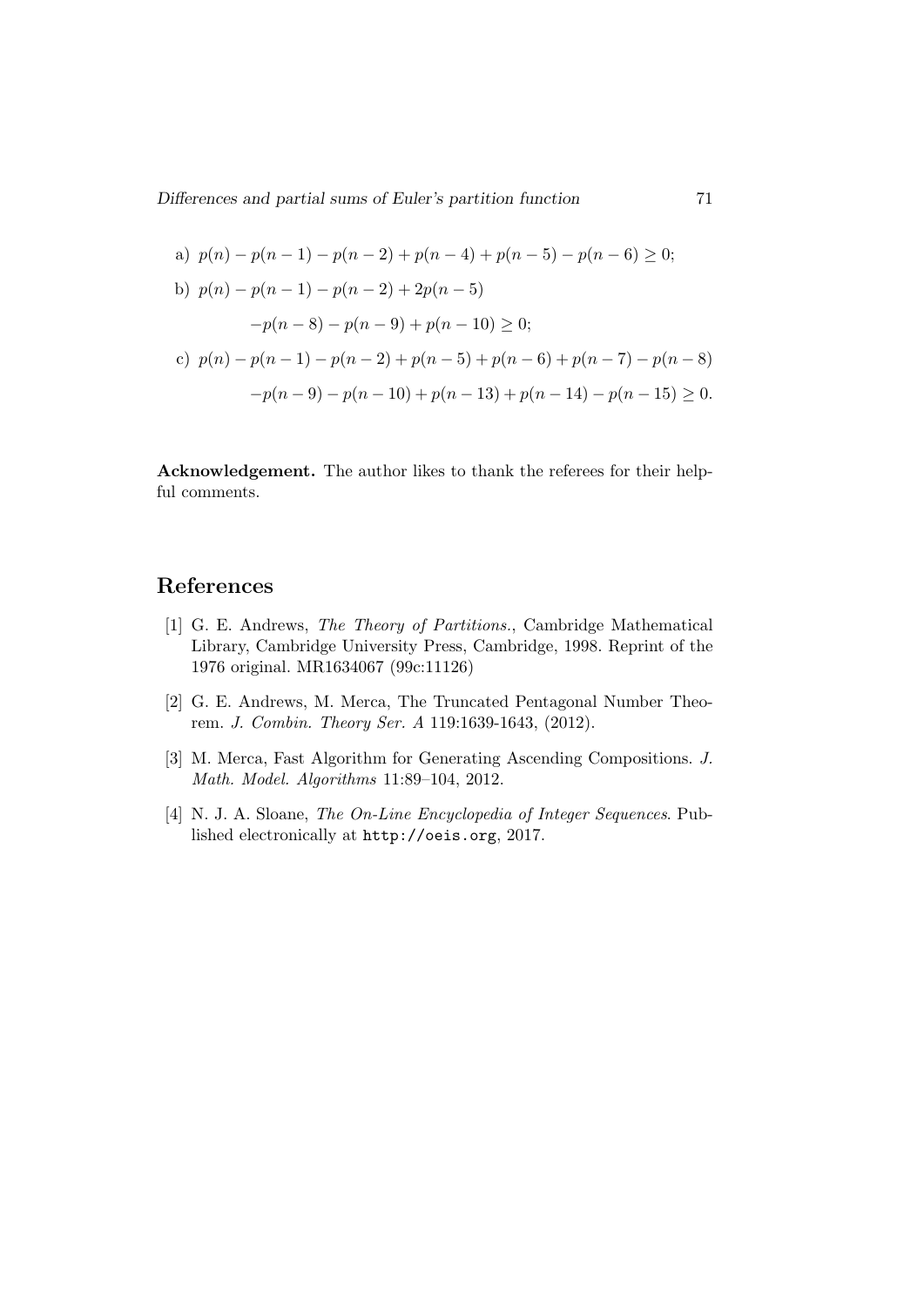a) $p(n) - p(n-1) - p(n-2) + p(n-4) + p(n-5) - p(n-6) \geq 0;$

b) $p(n) - p(n-1) - p(n-2) + 2p(n-5)$

$$-p(n-8) - p(n-9) + p(n-10) \geq 0;$$

c) $p(n) - p(n-1) - p(n-2) + p(n-5) + p(n-6) + p(n-7) - p(n-8)$

$$-p(n-9) - p(n-10) + p(n-13) + p(n-14) - p(n-15) \geq 0.$$

**Acknowledgement.** The author likes to thank the referees for their helpful comments.

## References

[1] G. E. Andrews, *The Theory of Partitions.*, Cambridge Mathematical Library, Cambridge University Press, Cambridge, 1998. Reprint of the 1976 original. MR1634067 (99c:11126)

[2] G. E. Andrews, M. Merca, The Truncated Pentagonal Number Theorem. *J. Combin. Theory Ser. A* 119:1639-1643, (2012).

[3] M. Merca, Fast Algorithm for Generating Ascending Compositions. *J. Math. Model. Algorithms* 11:89–104, 2012.

[4] N. J. A. Sloane, *The On-Line Encyclopedia of Integer Sequences*. Published electronically at `http://oeis.org`, 2017.